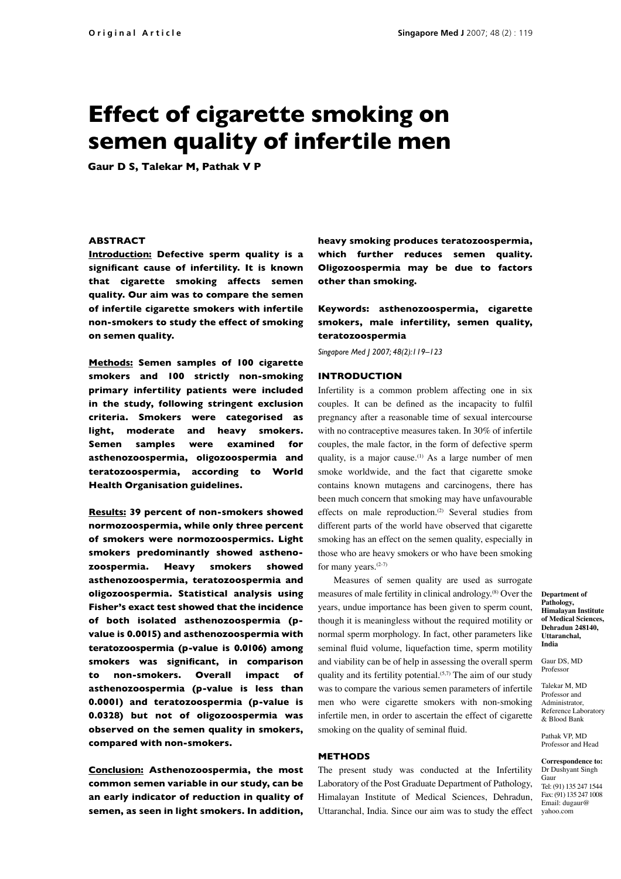Original Article

# Effect of cigarette smoking on semen quality of infertile men

**Gaur D S, Talekar M, Pathak V P**

## ABSTRACT

**Introduction:** **Defective sperm quality is a significant cause of infertility. It is known that cigarette smoking affects semen quality. Our aim was to compare the semen of infertile cigarette smokers with infertile non-smokers to study the effect of smoking on semen quality.**

**Methods:** **Semen samples of 100 cigarette smokers and 100 strictly non-smoking primary infertility patients were included in the study, following stringent exclusion criteria. Smokers were categorised as light, moderate and heavy smokers. Semen samples were examined for asthenozoospermia, oligozoospermia and teratozoospermia, according to World Health Organisation guidelines.**

**Results:** **39 percent of non-smokers showed normozoospermia, while only three percent of smokers were normozoospermics. Light smokers predominantly showed asthenozoospermia. Heavy smokers showed asthenozoospermia, teratozoospermia and oligozoospermia. Statistical analysis using Fisher's exact test showed that the incidence of both isolated asthenozoospermia (p-value is 0.0015) and asthenozoospermia with teratozoospermia (p-value is 0.0106) among smokers was significant, in comparison to non-smokers. Overall impact of asthenozoospermia (p-value is less than 0.0001) and teratozoospermia (p-value is 0.0328) but not of oligozoospermia was observed on the semen quality in smokers, compared with non-smokers.**

**Conclusion:** **Asthenozoospermia, the most common semen variable in our study, can be an early indicator of reduction in quality of semen, as seen in light smokers. In addition, heavy smoking produces teratozoospermia, which further reduces semen quality. Oligozoospermia may be due to factors other than smoking.**

**Keywords: asthenozoospermia, cigarette smokers, male infertility, semen quality, teratozoospermia**

*Singapore Med J 2007; 48(2):119–123*

## INTRODUCTION

Infertility is a common problem affecting one in six couples. It can be defined as the incapacity to fulfil pregnancy after a reasonable time of sexual intercourse with no contraceptive measures taken. In 30% of infertile couples, the male factor, in the form of defective sperm quality, is a major cause.[1] As a large number of men smoke worldwide, and the fact that cigarette smoke contains known mutagens and carcinogens, there has been much concern that smoking may have unfavourable effects on male reproduction.[2] Several studies from different parts of the world have observed that cigarette smoking has an effect on the semen quality, especially in those who are heavy smokers or who have been smoking for many years.[2-7]

Measures of semen quality are used as surrogate measures of male fertility in clinical andrology.[8] Over the years, undue importance has been given to sperm count, though it is meaningless without the required motility or normal sperm morphology. In fact, other parameters like seminal fluid volume, liquefaction time, sperm motility and viability can be of help in assessing the overall sperm quality and its fertility potential.[5,7] The aim of our study was to compare the various semen parameters of infertile men who were cigarette smokers with non-smoking infertile men, in order to ascertain the effect of cigarette smoking on the quality of seminal fluid.

## METHODS

The present study was conducted at the Infertility Laboratory of the Post Graduate Department of Pathology, Himalayan Institute of Medical Sciences, Dehradun, Uttaranchal, India. Since our aim was to study the effect

**Department of Pathology, Himalayan Institute of Medical Sciences, Dehradun 248140, Uttaranchal, India**

Gaur DS, MD
Professor

Talekar M, MD
Professor and Administrator, Reference Laboratory & Blood Bank

Pathak VP, MD
Professor and Head

**Correspondence to:**
Dr Dushyant Singh Gaur
Tel: (91) 135 247 1544
Fax: (91) 135 247 1008
Email: dugaur@yahoo.com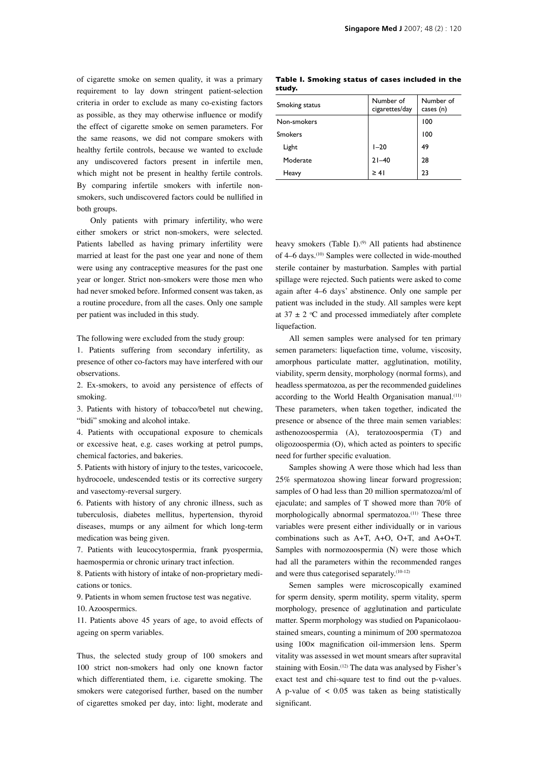of cigarette smoke on semen quality, it was a primary requirement to lay down stringent patient-selection criteria in order to exclude as many co-existing factors as possible, as they may otherwise influence or modify the effect of cigarette smoke on semen parameters. For the same reasons, we did not compare smokers with healthy fertile controls, because we wanted to exclude any undiscovered factors present in infertile men, which might not be present in healthy fertile controls. By comparing infertile smokers with infertile non-smokers, such undiscovered factors could be nullified in both groups.

Only patients with primary infertility, who were either smokers or strict non-smokers, were selected. Patients labelled as having primary infertility were married at least for the past one year and none of them were using any contraceptive measures for the past one year or longer. Strict non-smokers were those men who had never smoked before. Informed consent was taken, as a routine procedure, from all the cases. Only one sample per patient was included in this study.

The following were excluded from the study group:

1. Patients suffering from secondary infertility, as presence of other co-factors may have interfered with our observations.
2. Ex-smokers, to avoid any persistence of effects of smoking.
3. Patients with history of tobacco/betel nut chewing, "bidi" smoking and alcohol intake.
4. Patients with occupational exposure to chemicals or excessive heat, e.g. cases working at petrol pumps, chemical factories, and bakeries.
5. Patients with history of injury to the testes, varicocoele, hydrocoele, undescended testis or its corrective surgery and vasectomy-reversal surgery.
6. Patients with history of any chronic illness, such as tuberculosis, diabetes mellitus, hypertension, thyroid diseases, mumps or any ailment for which long-term medication was being given.
7. Patients with leucocytospermia, frank pyospermia, haemospermia or chronic urinary tract infection.
8. Patients with history of intake of non-proprietary medications or tonics.
9. Patients in whom semen fructose test was negative.
10. Azoospermics.
11. Patients above 45 years of age, to avoid effects of ageing on sperm variables.

Thus, the selected study group of 100 smokers and 100 strict non-smokers had only one known factor which differentiated them, i.e. cigarette smoking. The smokers were categorised further, based on the number of cigarettes smoked per day, into: light, moderate and heavy smokers (Table I).[9] All patients had abstinence of 4–6 days.[10] Samples were collected in wide-mouthed sterile container by masturbation. Samples with partial spillage were rejected. Such patients were asked to come again after 4–6 days' abstinence. Only one sample per patient was included in the study. All samples were kept at $37 \pm 2$ °C and processed immediately after complete liquefaction.

**Table I. Smoking status of cases included in the study.**

| Smoking status | Number of cigarettes/day | Number of cases (n) |
|---|---|---|
| Non-smokers | | 100 |
| Smokers | | 100 |
| Light | 1–20 | 49 |
| Moderate | 21–40 | 28 |
| Heavy | ≥ 41 | 23 |

All semen samples were analysed for ten primary semen parameters: liquefaction time, volume, viscosity, amorphous particulate matter, agglutination, motility, viability, sperm density, morphology (normal forms), and headless spermatozoa, as per the recommended guidelines according to the World Health Organisation manual.[11] These parameters, when taken together, indicated the presence or absence of the three main semen variables: asthenozoospermia (A), teratozoospermia (T) and oligozoospermia (O), which acted as pointers to specific need for further specific evaluation.

Samples showing A were those which had less than 25% spermatozoa showing linear forward progression; samples of O had less than 20 million spermatozoa/ml of ejaculate; and samples of T showed more than 70% of morphologically abnormal spermatozoa.[11] These three variables were present either individually or in various combinations such as A+T, A+O, O+T, and A+O+T. Samples with normozoospermia (N) were those which had all the parameters within the recommended ranges and were thus categorised separately.[10-12]

Semen samples were microscopically examined for sperm density, sperm motility, sperm vitality, sperm morphology, presence of agglutination and particulate matter. Sperm morphology was studied on Papanicolaou-stained smears, counting a minimum of 200 spermatozoa using 100× magnification oil-immersion lens. Sperm vitality was assessed in wet mount smears after supravital staining with Eosin.[12] The data was analysed by Fisher's exact test and chi-square test to find out the p-values. A p-value of $< 0.05$ was taken as being statistically significant.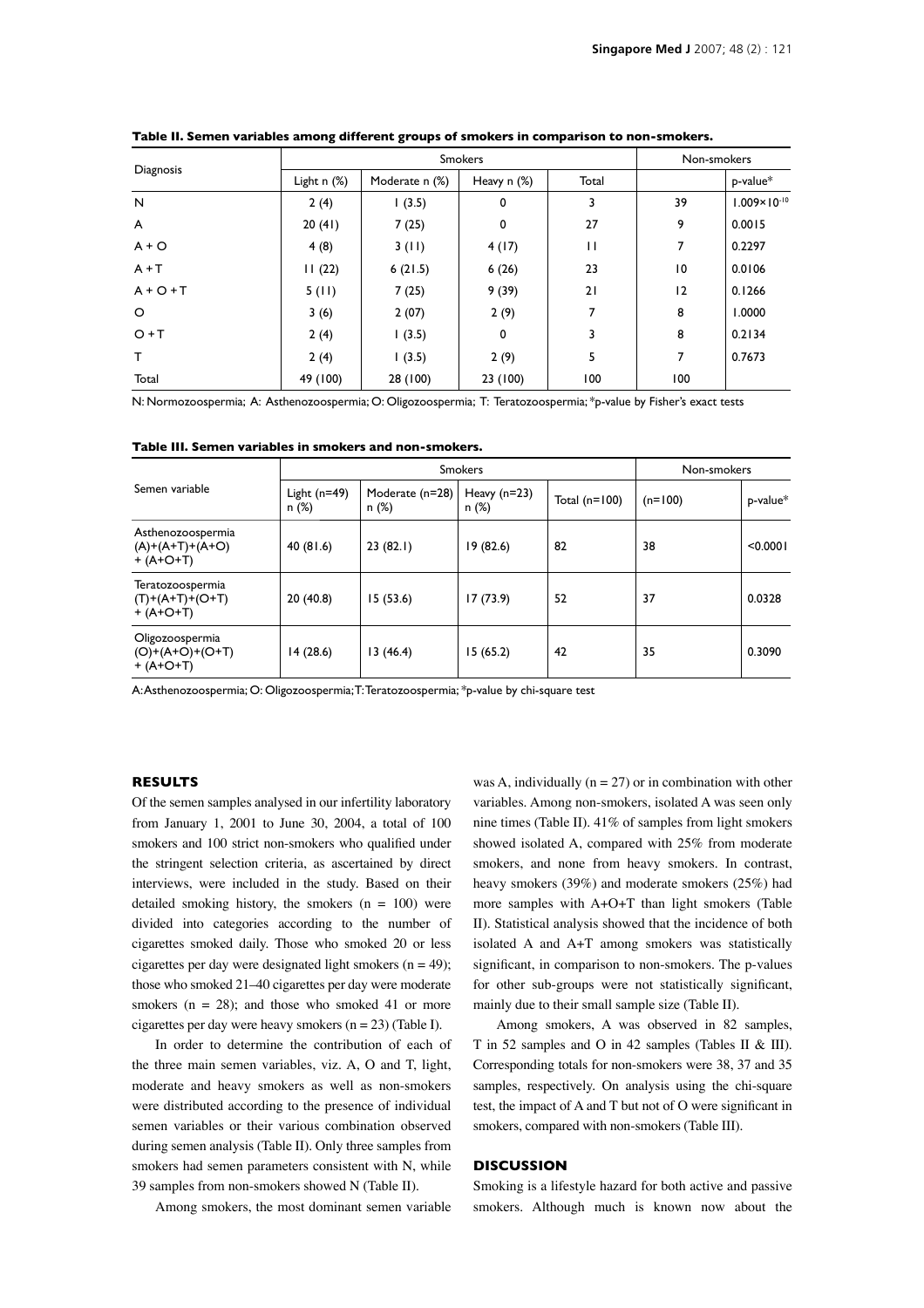**Table II. Semen variables among different groups of smokers in comparison to non-smokers.**

| Diagnosis | Smokers | | | | Non-smokers | |
|---|---|---|---|---|---|---|
| | Light n (%) | Moderate n (%) | Heavy n (%) | Total | | p-value* |
| N | 2 (4) | 1 (3.5) | 0 | 3 | 39 | $1.009\times10^{-10}$ |
| A | 20 (41) | 7 (25) | 0 | 27 | 9 | 0.0015 |
| A + O | 4 (8) | 3 (11) | 4 (17) | 11 | 7 | 0.2297 |
| A + T | 11 (22) | 6 (21.5) | 6 (26) | 23 | 10 | 0.0106 |
| A + O + T | 5 (11) | 7 (25) | 9 (39) | 21 | 12 | 0.1266 |
| O | 3 (6) | 2 (07) | 2 (9) | 7 | 8 | 1.0000 |
| O + T | 2 (4) | 1 (3.5) | 0 | 3 | 8 | 0.2134 |
| T | 2 (4) | 1 (3.5) | 2 (9) | 5 | 7 | 0.7673 |
| Total | 49 (100) | 28 (100) | 23 (100) | 100 | 100 | |

N: Normozoospermia; A: Asthenozoospermia; O: Oligozoospermia; T: Teratozoospermia; *p-value by Fisher's exact tests

**Table III. Semen variables in smokers and non-smokers.**

| Semen variable | Smokers | | | | Non-smokers | |
|---|---|---|---|---|---|---|
| | Light (n=49) n (%) | Moderate (n=28) n (%) | Heavy (n=23) n (%) | Total (n=100) | (n=100) | p-value* |
| Asthenozoospermia (A)+(A+T)+(A+O) + (A+O+T) | 40 (81.6) | 23 (82.1) | 19 (82.6) | 82 | 38 | <0.0001 |
| Teratozoospermia (T)+(A+T)+(O+T) + (A+O+T) | 20 (40.8) | 15 (53.6) | 17 (73.9) | 52 | 37 | 0.0328 |
| Oligozoospermia (O)+(A+O)+(O+T) + (A+O+T) | 14 (28.6) | 13 (46.4) | 15 (65.2) | 42 | 35 | 0.3090 |

A: Asthenozoospermia; O: Oligozoospermia; T: Teratozoospermia; *p-value by chi-square test

## RESULTS

Of the semen samples analysed in our infertility laboratory from January 1, 2001 to June 30, 2004, a total of 100 smokers and 100 strict non-smokers who qualified under the stringent selection criteria, as ascertained by direct interviews, were included in the study. Based on their detailed smoking history, the smokers (n = 100) were divided into categories according to the number of cigarettes smoked daily. Those who smoked 20 or less cigarettes per day were designated light smokers (n = 49); those who smoked 21–40 cigarettes per day were moderate smokers (n = 28); and those who smoked 41 or more cigarettes per day were heavy smokers (n = 23) (Table I).

In order to determine the contribution of each of the three main semen variables, viz. A, O and T, light, moderate and heavy smokers as well as non-smokers were distributed according to the presence of individual semen variables or their various combination observed during semen analysis (Table II). Only three samples from smokers had semen parameters consistent with N, while 39 samples from non-smokers showed N (Table II).

Among smokers, the most dominant semen variable was A, individually (n = 27) or in combination with other variables. Among non-smokers, isolated A was seen only nine times (Table II). 41% of samples from light smokers showed isolated A, compared with 25% from moderate smokers, and none from heavy smokers. In contrast, heavy smokers (39%) and moderate smokers (25%) had more samples with A+O+T than light smokers (Table II). Statistical analysis showed that the incidence of both isolated A and A+T among smokers was statistically significant, in comparison to non-smokers. The p-values for other sub-groups were not statistically significant, mainly due to their small sample size (Table II).

Among smokers, A was observed in 82 samples, T in 52 samples and O in 42 samples (Tables II & III). Corresponding totals for non-smokers were 38, 37 and 35 samples, respectively. On analysis using the chi-square test, the impact of A and T but not of O were significant in smokers, compared with non-smokers (Table III).

## DISCUSSION

Smoking is a lifestyle hazard for both active and passive smokers. Although much is known now about the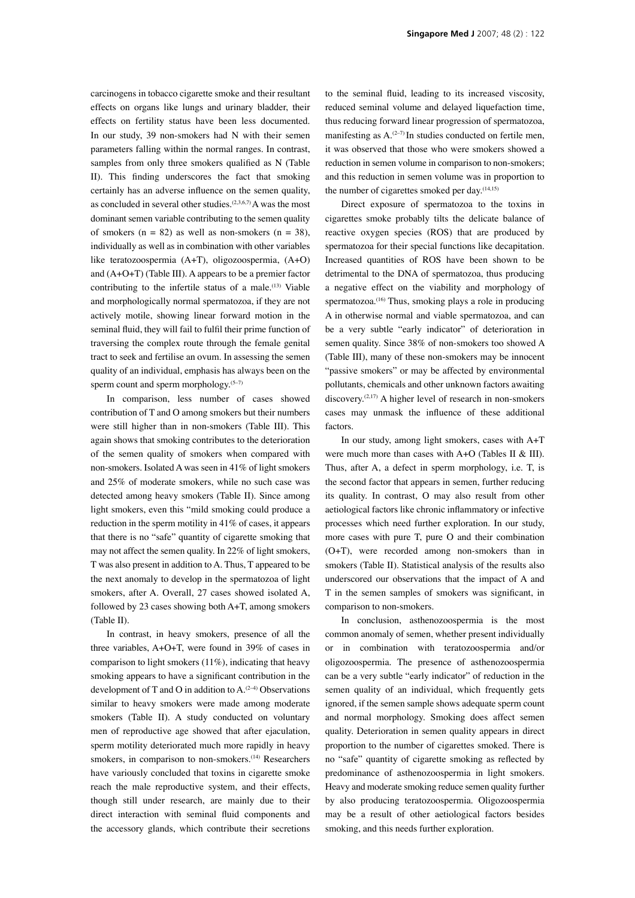carcinogens in tobacco cigarette smoke and their resultant effects on organs like lungs and urinary bladder, their effects on fertility status have been less documented. In our study, 39 non-smokers had N with their semen parameters falling within the normal ranges. In contrast, samples from only three smokers qualified as N (Table II). This finding underscores the fact that smoking certainly has an adverse influence on the semen quality, as concluded in several other studies.[2,3,6,7] A was the most dominant semen variable contributing to the semen quality of smokers (n = 82) as well as non-smokers (n = 38), individually as well as in combination with other variables like teratozoospermia (A+T), oligozoospermia, (A+O) and (A+O+T) (Table III). A appears to be a premier factor contributing to the infertile status of a male.[13] Viable and morphologically normal spermatozoa, if they are not actively motile, showing linear forward motion in the seminal fluid, they will fail to fulfil their prime function of traversing the complex route through the female genital tract to seek and fertilise an ovum. In assessing the semen quality of an individual, emphasis has always been on the sperm count and sperm morphology.[5–7]

In comparison, less number of cases showed contribution of T and O among smokers but their numbers were still higher than in non-smokers (Table III). This again shows that smoking contributes to the deterioration of the semen quality of smokers when compared with non-smokers. Isolated A was seen in 41% of light smokers and 25% of moderate smokers, while no such case was detected among heavy smokers (Table II). Since among light smokers, even this "mild smoking could produce a reduction in the sperm motility in 41% of cases, it appears that there is no "safe" quantity of cigarette smoking that may not affect the semen quality. In 22% of light smokers, T was also present in addition to A. Thus, T appeared to be the next anomaly to develop in the spermatozoa of light smokers, after A. Overall, 27 cases showed isolated A, followed by 23 cases showing both A+T, among smokers (Table II).

In contrast, in heavy smokers, presence of all the three variables, A+O+T, were found in 39% of cases in comparison to light smokers (11%), indicating that heavy smoking appears to have a significant contribution in the development of T and O in addition to A.[2–4] Observations similar to heavy smokers were made among moderate smokers (Table II). A study conducted on voluntary men of reproductive age showed that after ejaculation, sperm motility deteriorated much more rapidly in heavy smokers, in comparison to non-smokers.[14] Researchers have variously concluded that toxins in cigarette smoke reach the male reproductive system, and their effects, though still under research, are mainly due to their direct interaction with seminal fluid components and the accessory glands, which contribute their secretions to the seminal fluid, leading to its increased viscosity, reduced seminal volume and delayed liquefaction time, thus reducing forward linear progression of spermatozoa, manifesting as A.[2–7] In studies conducted on fertile men, it was observed that those who were smokers showed a reduction in semen volume in comparison to non-smokers; and this reduction in semen volume was in proportion to the number of cigarettes smoked per day.[14,15]

Direct exposure of spermatozoa to the toxins in cigarettes smoke probably tilts the delicate balance of reactive oxygen species (ROS) that are produced by spermatozoa for their special functions like decapitation. Increased quantities of ROS have been shown to be detrimental to the DNA of spermatozoa, thus producing a negative effect on the viability and morphology of spermatozoa.[16] Thus, smoking plays a role in producing A in otherwise normal and viable spermatozoa, and can be a very subtle "early indicator" of deterioration in semen quality. Since 38% of non-smokers too showed A (Table III), many of these non-smokers may be innocent "passive smokers" or may be affected by environmental pollutants, chemicals and other unknown factors awaiting discovery.[2,17] A higher level of research in non-smokers cases may unmask the influence of these additional factors.

In our study, among light smokers, cases with A+T were much more than cases with A+O (Tables II & III). Thus, after A, a defect in sperm morphology, i.e. T, is the second factor that appears in semen, further reducing its quality. In contrast, O may also result from other aetiological factors like chronic inflammatory or infective processes which need further exploration. In our study, more cases with pure T, pure O and their combination (O+T), were recorded among non-smokers than in smokers (Table II). Statistical analysis of the results also underscored our observations that the impact of A and T in the semen samples of smokers was significant, in comparison to non-smokers.

In conclusion, asthenozoospermia is the most common anomaly of semen, whether present individually or in combination with teratozoospermia and/or oligozoospermia. The presence of asthenozoospermia can be a very subtle "early indicator" of reduction in the semen quality of an individual, which frequently gets ignored, if the semen sample shows adequate sperm count and normal morphology. Smoking does affect semen quality. Deterioration in semen quality appears in direct proportion to the number of cigarettes smoked. There is no "safe" quantity of cigarette smoking as reflected by predominance of asthenozoospermia in light smokers. Heavy and moderate smoking reduce semen quality further by also producing teratozoospermia. Oligozoospermia may be a result of other aetiological factors besides smoking, and this needs further exploration.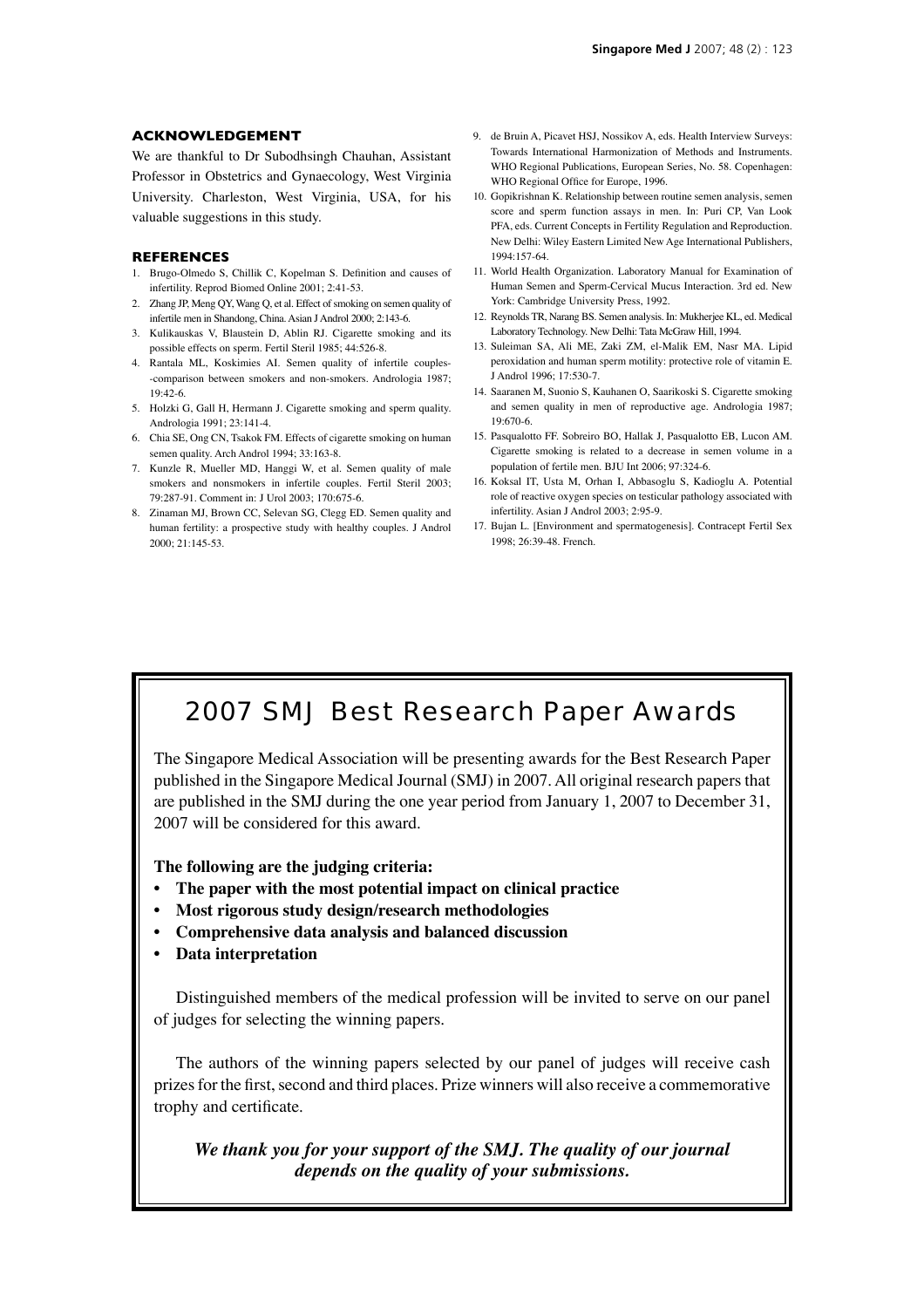## ACKNOWLEDGEMENT

We are thankful to Dr Subodhsingh Chauhan, Assistant Professor in Obstetrics and Gynaecology, West Virginia University. Charleston, West Virginia, USA, for his valuable suggestions in this study.

## REFERENCES

1. Brugo-Olmedo S, Chillik C, Kopelman S. Definition and causes of infertility. Reprod Biomed Online 2001; 2:41-53.
2. Zhang JP, Meng QY, Wang Q, et al. Effect of smoking on semen quality of infertile men in Shandong, China. Asian J Androl 2000; 2:143-6.
3. Kulikauskas V, Blaustein D, Ablin RJ. Cigarette smoking and its possible effects on sperm. Fertil Steril 1985; 44:526-8.
4. Rantala ML, Koskimies AI. Semen quality of infertile couples--comparison between smokers and non-smokers. Andrologia 1987; 19:42-6.
5. Holzki G, Gall H, Hermann J. Cigarette smoking and sperm quality. Andrologia 1991; 23:141-4.
6. Chia SE, Ong CN, Tsakok FM. Effects of cigarette smoking on human semen quality. Arch Androl 1994; 33:163-8.
7. Kunzle R, Mueller MD, Hanggi W, et al. Semen quality of male smokers and nonsmokers in infertile couples. Fertil Steril 2003; 79:287-91. Comment in: J Urol 2003; 170:675-6.
8. Zinaman MJ, Brown CC, Selevan SG, Clegg ED. Semen quality and human fertility: a prospective study with healthy couples. J Androl 2000; 21:145-53.
9. de Bruin A, Picavet HSJ, Nossikov A, eds. Health Interview Surveys: Towards International Harmonization of Methods and Instruments. WHO Regional Publications, European Series, No. 58. Copenhagen: WHO Regional Office for Europe, 1996.
10. Gopikrishnan K. Relationship between routine semen analysis, semen score and sperm function assays in men. In: Puri CP, Van Look PFA, eds. Current Concepts in Fertility Regulation and Reproduction. New Delhi: Wiley Eastern Limited New Age International Publishers, 1994:157-64.
11. World Health Organization. Laboratory Manual for Examination of Human Semen and Sperm-Cervical Mucus Interaction. 3rd ed. New York: Cambridge University Press, 1992.
12. Reynolds TR, Narang BS. Semen analysis. In: Mukherjee KL, ed. Medical Laboratory Technology. New Delhi: Tata McGraw Hill, 1994.
13. Suleiman SA, Ali ME, Zaki ZM, el-Malik EM, Nasr MA. Lipid peroxidation and human sperm motility: protective role of vitamin E. J Androl 1996; 17:530-7.
14. Saaranen M, Suonio S, Kauhanen O, Saarikoski S. Cigarette smoking and semen quality in men of reproductive age. Andrologia 1987; 19:670-6.
15. Pasqualotto FF. Sobreiro BO, Hallak J, Pasqualotto EB, Lucon AM. Cigarette smoking is related to a decrease in semen volume in a population of fertile men. BJU Int 2006; 97:324-6.
16. Koksal IT, Usta M, Orhan I, Abbasoglu S, Kadioglu A. Potential role of reactive oxygen species on testicular pathology associated with infertility. Asian J Androl 2003; 2:95-9.
17. Bujan L. [Environment and spermatogenesis]. Contracept Fertil Sex 1998; 26:39-48. French.

# 2007 SMJ Best Research Paper Awards

The Singapore Medical Association will be presenting awards for the Best Research Paper published in the Singapore Medical Journal (SMJ) in 2007. All original research papers that are published in the SMJ during the one year period from January 1, 2007 to December 31, 2007 will be considered for this award.

**The following are the judging criteria:**

- **The paper with the most potential impact on clinical practice**
- **Most rigorous study design/research methodologies**
- **Comprehensive data analysis and balanced discussion**
- **Data interpretation**

Distinguished members of the medical profession will be invited to serve on our panel of judges for selecting the winning papers.

The authors of the winning papers selected by our panel of judges will receive cash prizes for the first, second and third places. Prize winners will also receive a commemorative trophy and certificate.

***We thank you for your support of the SMJ. The quality of our journal depends on the quality of your submissions.***